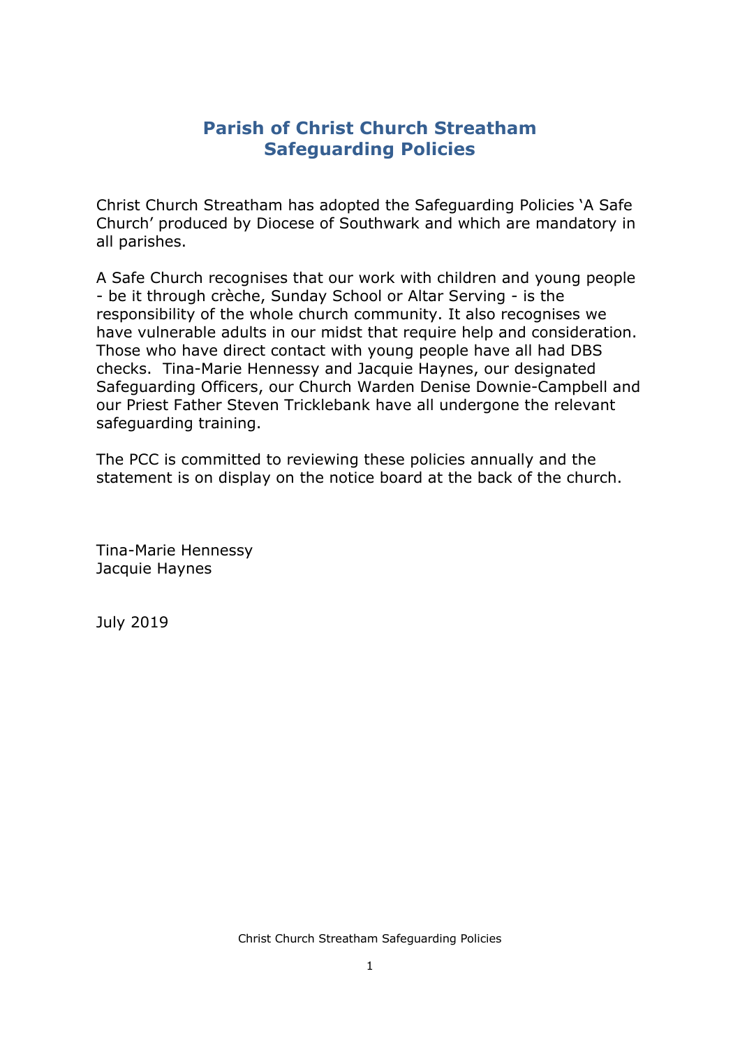# Parish of Christ Church Streatham
# Safeguarding Policies

Christ Church Streatham has adopted the Safeguarding Policies 'A Safe Church' produced by Diocese of Southwark and which are mandatory in all parishes.

A Safe Church recognises that our work with children and young people - be it through crèche, Sunday School or Altar Serving - is the responsibility of the whole church community. It also recognises we have vulnerable adults in our midst that require help and consideration. Those who have direct contact with young people have all had DBS checks. Tina-Marie Hennessy and Jacquie Haynes, our designated Safeguarding Officers, our Church Warden Denise Downie-Campbell and our Priest Father Steven Tricklebank have all undergone the relevant safeguarding training.

The PCC is committed to reviewing these policies annually and the statement is on display on the notice board at the back of the church.

Tina-Marie Hennessy
Jacquie Haynes

July 2019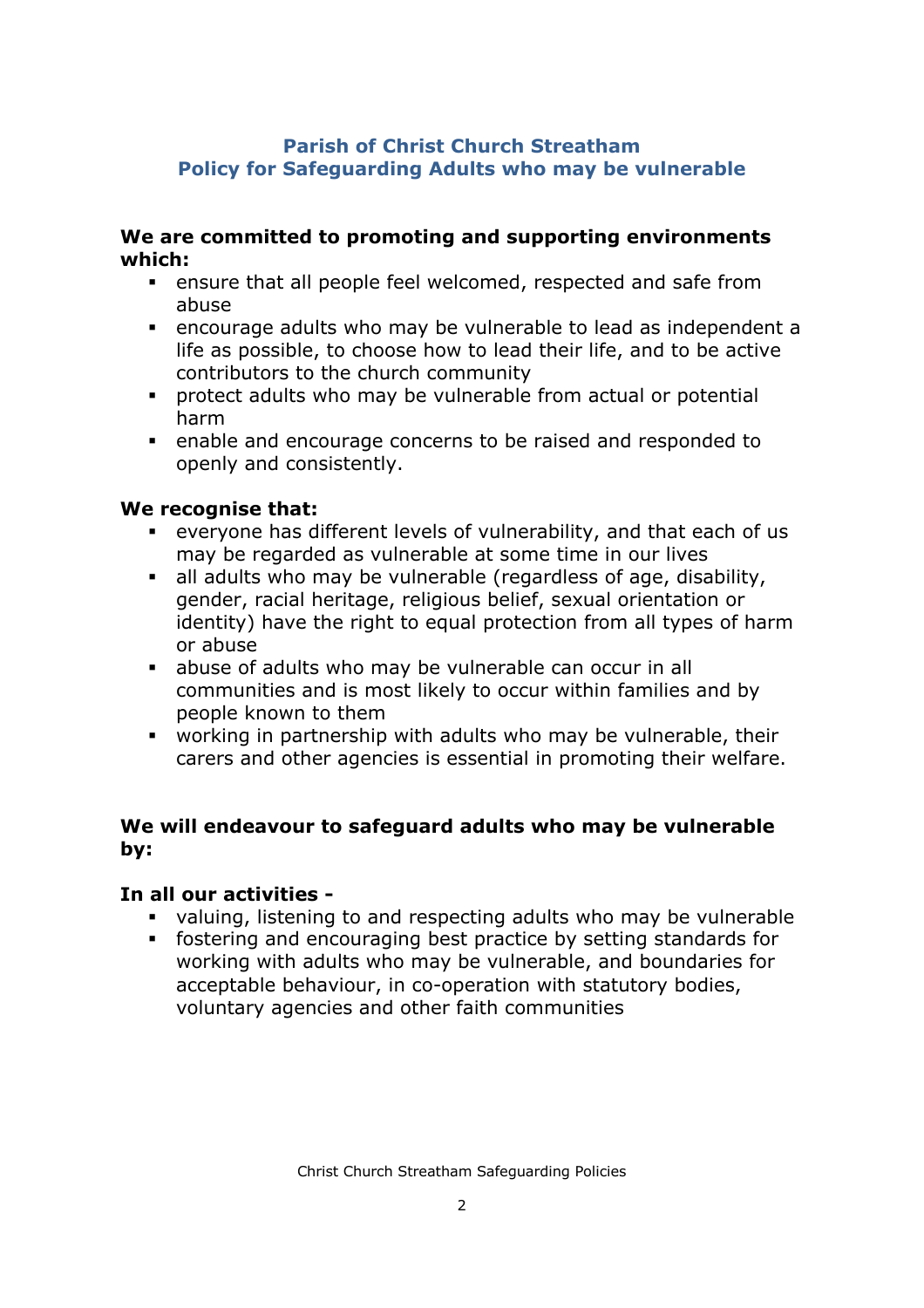## Parish of Christ Church Streatham
## Policy for Safeguarding Adults who may be vulnerable

**We are committed to promoting and supporting environments which:**

- ensure that all people feel welcomed, respected and safe from abuse
- encourage adults who may be vulnerable to lead as independent a life as possible, to choose how to lead their life, and to be active contributors to the church community
- protect adults who may be vulnerable from actual or potential harm
- enable and encourage concerns to be raised and responded to openly and consistently.

**We recognise that:**

- everyone has different levels of vulnerability, and that each of us may be regarded as vulnerable at some time in our lives
- all adults who may be vulnerable (regardless of age, disability, gender, racial heritage, religious belief, sexual orientation or identity) have the right to equal protection from all types of harm or abuse
- abuse of adults who may be vulnerable can occur in all communities and is most likely to occur within families and by people known to them
- working in partnership with adults who may be vulnerable, their carers and other agencies is essential in promoting their welfare.

**We will endeavour to safeguard adults who may be vulnerable by:**

**In all our activities -**

- valuing, listening to and respecting adults who may be vulnerable
- fostering and encouraging best practice by setting standards for working with adults who may be vulnerable, and boundaries for acceptable behaviour, in co-operation with statutory bodies, voluntary agencies and other faith communities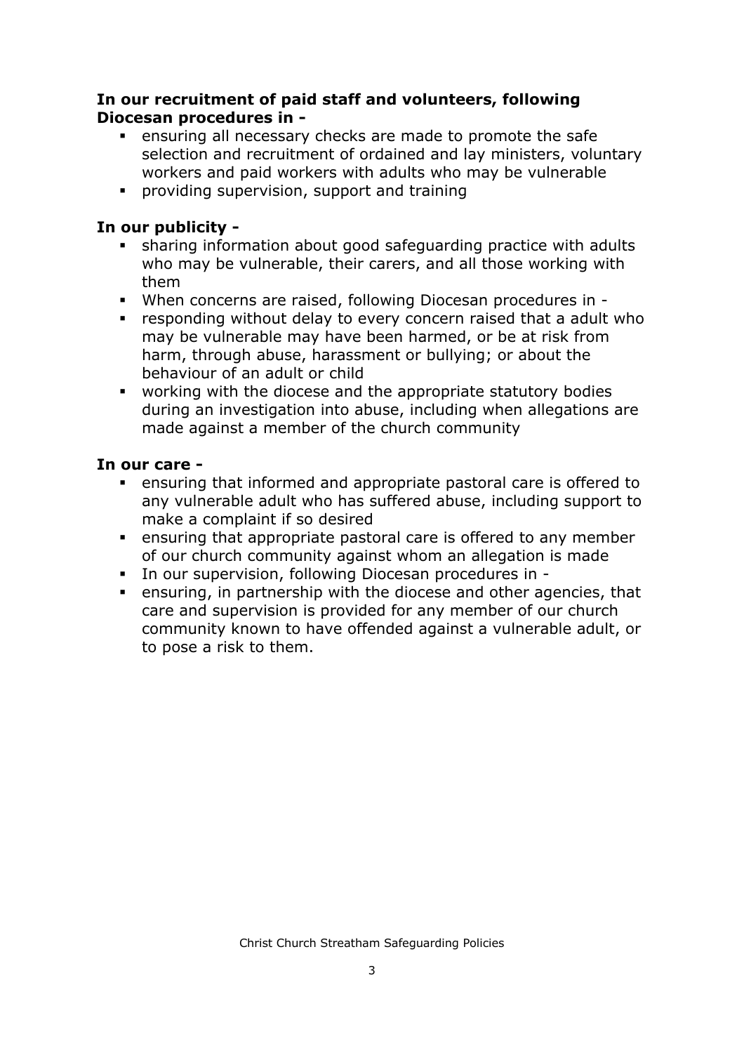**In our recruitment of paid staff and volunteers, following Diocesan procedures in -**

- ensuring all necessary checks are made to promote the safe selection and recruitment of ordained and lay ministers, voluntary workers and paid workers with adults who may be vulnerable
- providing supervision, support and training

**In our publicity -**

- sharing information about good safeguarding practice with adults who may be vulnerable, their carers, and all those working with them
- When concerns are raised, following Diocesan procedures in -
- responding without delay to every concern raised that a adult who may be vulnerable may have been harmed, or be at risk from harm, through abuse, harassment or bullying; or about the behaviour of an adult or child
- working with the diocese and the appropriate statutory bodies during an investigation into abuse, including when allegations are made against a member of the church community

**In our care -**

- ensuring that informed and appropriate pastoral care is offered to any vulnerable adult who has suffered abuse, including support to make a complaint if so desired
- ensuring that appropriate pastoral care is offered to any member of our church community against whom an allegation is made
- In our supervision, following Diocesan procedures in -
- ensuring, in partnership with the diocese and other agencies, that care and supervision is provided for any member of our church community known to have offended against a vulnerable adult, or to pose a risk to them.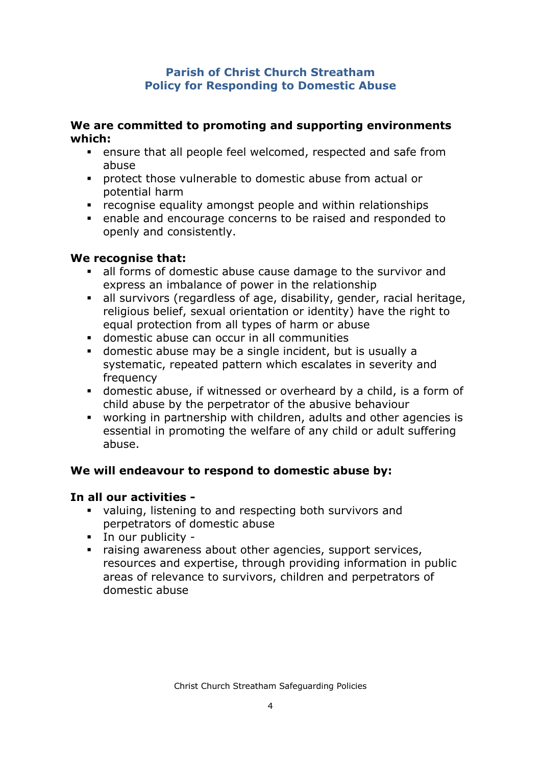## Parish of Christ Church Streatham
## Policy for Responding to Domestic Abuse

**We are committed to promoting and supporting environments which:**

- ensure that all people feel welcomed, respected and safe from abuse
- protect those vulnerable to domestic abuse from actual or potential harm
- recognise equality amongst people and within relationships
- enable and encourage concerns to be raised and responded to openly and consistently.

**We recognise that:**

- all forms of domestic abuse cause damage to the survivor and express an imbalance of power in the relationship
- all survivors (regardless of age, disability, gender, racial heritage, religious belief, sexual orientation or identity) have the right to equal protection from all types of harm or abuse
- domestic abuse can occur in all communities
- domestic abuse may be a single incident, but is usually a systematic, repeated pattern which escalates in severity and frequency
- domestic abuse, if witnessed or overheard by a child, is a form of child abuse by the perpetrator of the abusive behaviour
- working in partnership with children, adults and other agencies is essential in promoting the welfare of any child or adult suffering abuse.

**We will endeavour to respond to domestic abuse by:**

**In all our activities -**

- valuing, listening to and respecting both survivors and perpetrators of domestic abuse
- In our publicity -
- raising awareness about other agencies, support services, resources and expertise, through providing information in public areas of relevance to survivors, children and perpetrators of domestic abuse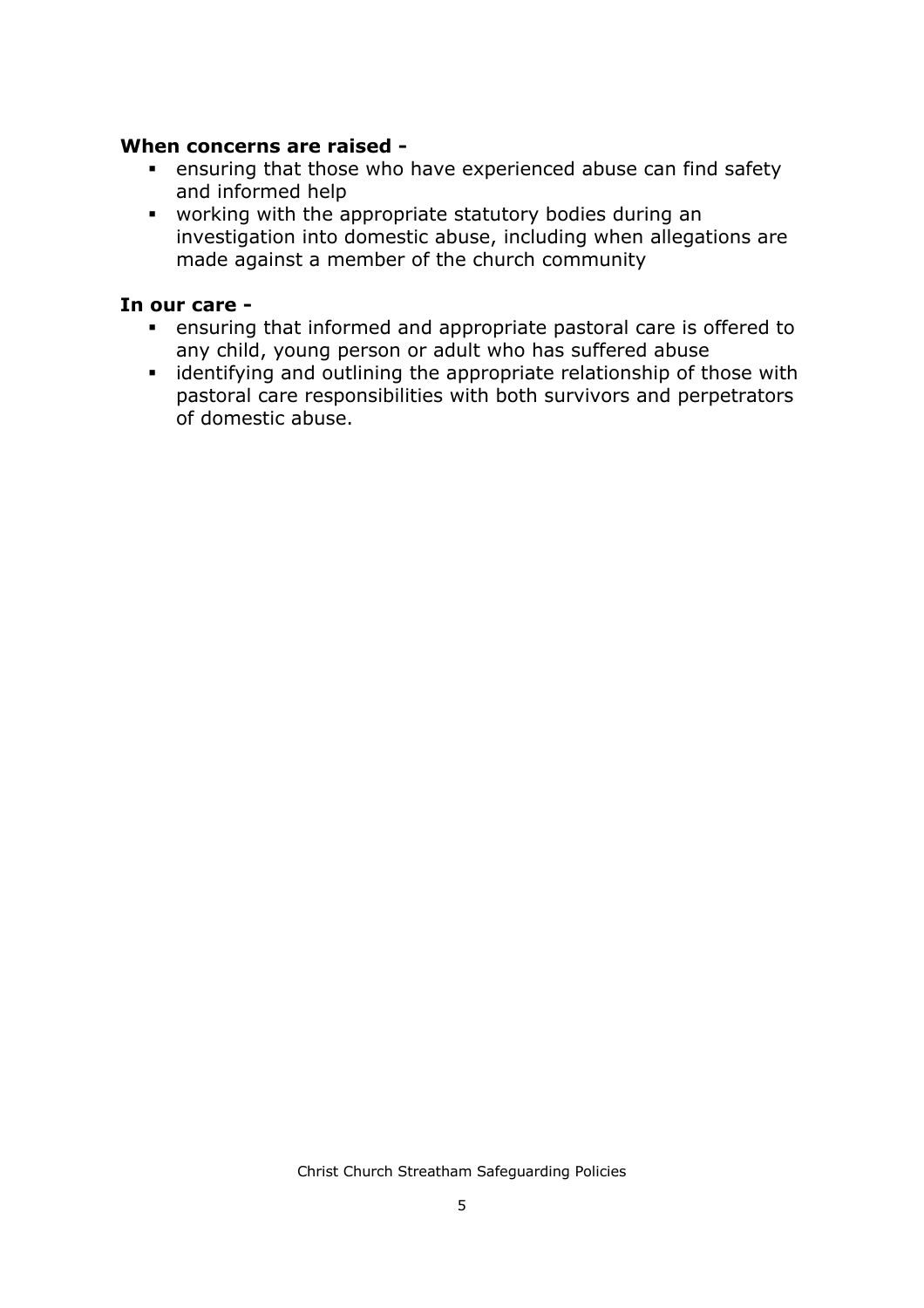**When concerns are raised -**

- ensuring that those who have experienced abuse can find safety and informed help
- working with the appropriate statutory bodies during an investigation into domestic abuse, including when allegations are made against a member of the church community

**In our care -**

- ensuring that informed and appropriate pastoral care is offered to any child, young person or adult who has suffered abuse
- identifying and outlining the appropriate relationship of those with pastoral care responsibilities with both survivors and perpetrators of domestic abuse.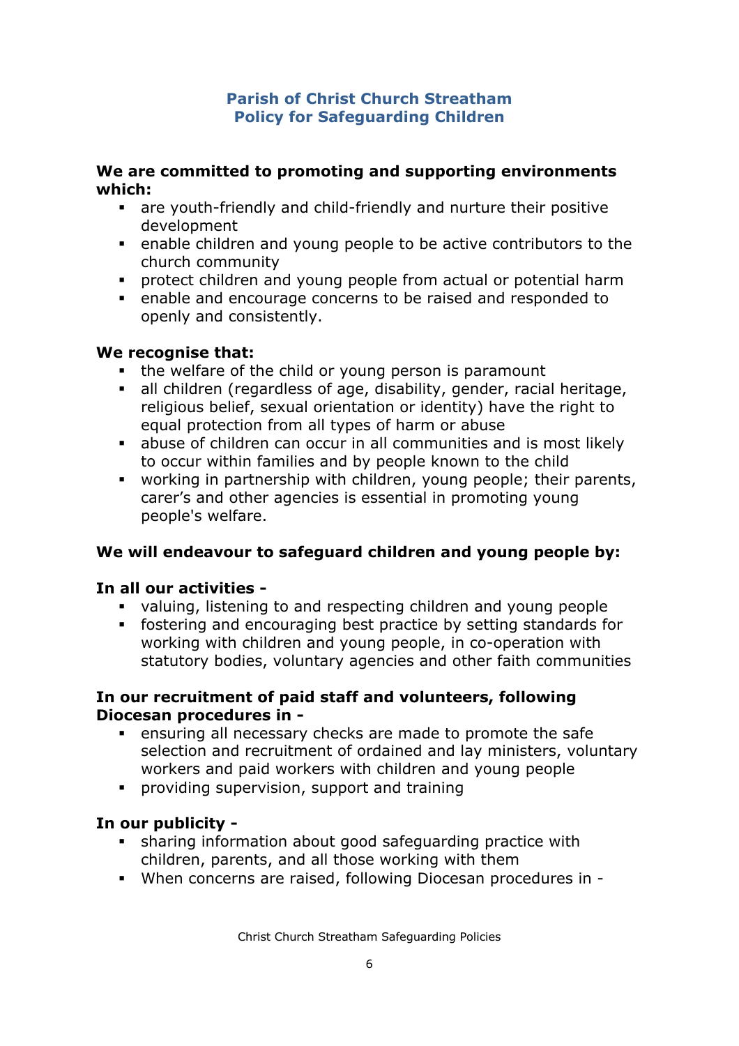## Parish of Christ Church Streatham
## Policy for Safeguarding Children

**We are committed to promoting and supporting environments which:**

- are youth-friendly and child-friendly and nurture their positive development
- enable children and young people to be active contributors to the church community
- protect children and young people from actual or potential harm
- enable and encourage concerns to be raised and responded to openly and consistently.

**We recognise that:**

- the welfare of the child or young person is paramount
- all children (regardless of age, disability, gender, racial heritage, religious belief, sexual orientation or identity) have the right to equal protection from all types of harm or abuse
- abuse of children can occur in all communities and is most likely to occur within families and by people known to the child
- working in partnership with children, young people; their parents, carer's and other agencies is essential in promoting young people's welfare.

**We will endeavour to safeguard children and young people by:**

**In all our activities -**

- valuing, listening to and respecting children and young people
- fostering and encouraging best practice by setting standards for working with children and young people, in co-operation with statutory bodies, voluntary agencies and other faith communities

**In our recruitment of paid staff and volunteers, following Diocesan procedures in -**

- ensuring all necessary checks are made to promote the safe selection and recruitment of ordained and lay ministers, voluntary workers and paid workers with children and young people
- providing supervision, support and training

**In our publicity -**

- sharing information about good safeguarding practice with children, parents, and all those working with them
- When concerns are raised, following Diocesan procedures in -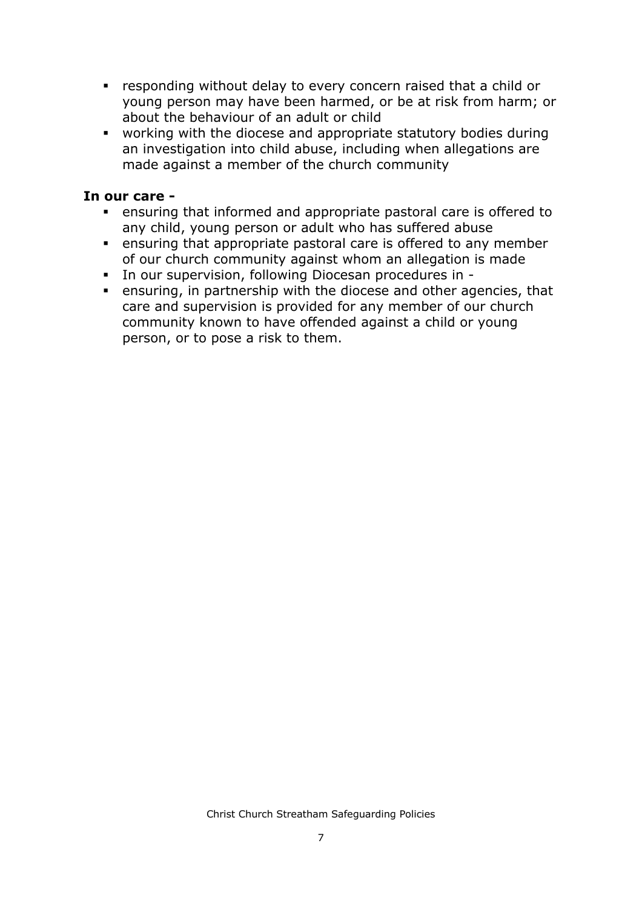- responding without delay to every concern raised that a child or young person may have been harmed, or be at risk from harm; or about the behaviour of an adult or child
- working with the diocese and appropriate statutory bodies during an investigation into child abuse, including when allegations are made against a member of the church community

**In our care -**

- ensuring that informed and appropriate pastoral care is offered to any child, young person or adult who has suffered abuse
- ensuring that appropriate pastoral care is offered to any member of our church community against whom an allegation is made
- In our supervision, following Diocesan procedures in -
- ensuring, in partnership with the diocese and other agencies, that care and supervision is provided for any member of our church community known to have offended against a child or young person, or to pose a risk to them.